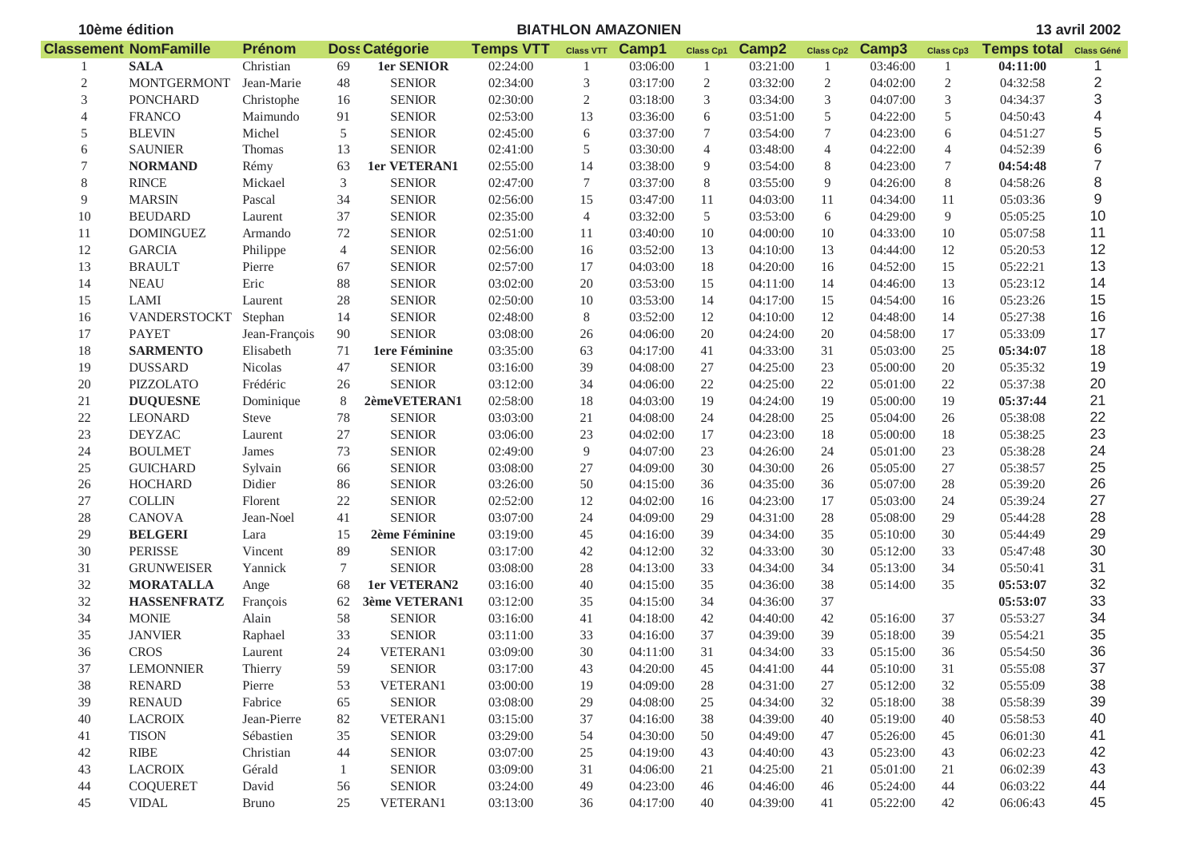**10ème édition** | **BIATHLON AMAZONIEN** | **13 avril 2002**

| Classement | NomFamille | Prénom | Doss | Catégorie | Temps VTT | Class VTT | Camp1 | Class Cp1 | Camp2 | Class Cp2 | Camp3 | Class Cp3 | Temps total | Class Géné |
|---|---|---|---|---|---|---|---|---|---|---|---|---|---|---|
| 1 | **SALA** | Christian | 69 | **1er SENIOR** | 02:24:00 | 1 | 03:06:00 | 1 | 03:21:00 | 1 | 03:46:00 | 1 | **04:11:00** | 1 |
| 2 | MONTGERMONT | Jean-Marie | 48 | SENIOR | 02:34:00 | 3 | 03:17:00 | 2 | 03:32:00 | 2 | 04:02:00 | 2 | 04:32:58 | 2 |
| 3 | PONCHARD | Christophe | 16 | SENIOR | 02:30:00 | 2 | 03:18:00 | 3 | 03:34:00 | 3 | 04:07:00 | 3 | 04:34:37 | 3 |
| 4 | FRANCO | Maimundo | 91 | SENIOR | 02:53:00 | 13 | 03:36:00 | 6 | 03:51:00 | 5 | 04:22:00 | 5 | 04:50:43 | 4 |
| 5 | BLEVIN | Michel | 5 | SENIOR | 02:45:00 | 6 | 03:37:00 | 7 | 03:54:00 | 7 | 04:23:00 | 6 | 04:51:27 | 5 |
| 6 | SAUNIER | Thomas | 13 | SENIOR | 02:41:00 | 5 | 03:30:00 | 4 | 03:48:00 | 4 | 04:22:00 | 4 | 04:52:39 | 6 |
| 7 | **NORMAND** | Rémy | 63 | **1er VETERAN1** | 02:55:00 | 14 | 03:38:00 | 9 | 03:54:00 | 8 | 04:23:00 | 7 | **04:54:48** | 7 |
| 8 | RINCE | Mickael | 3 | SENIOR | 02:47:00 | 7 | 03:37:00 | 8 | 03:55:00 | 9 | 04:26:00 | 8 | 04:58:26 | 8 |
| 9 | MARSIN | Pascal | 34 | SENIOR | 02:56:00 | 15 | 03:47:00 | 11 | 04:03:00 | 11 | 04:34:00 | 11 | 05:03:36 | 9 |
| 10 | BEUDARD | Laurent | 37 | SENIOR | 02:35:00 | 4 | 03:32:00 | 5 | 03:53:00 | 6 | 04:29:00 | 9 | 05:05:25 | 10 |
| 11 | DOMINGUEZ | Armando | 72 | SENIOR | 02:51:00 | 11 | 03:40:00 | 10 | 04:00:00 | 10 | 04:33:00 | 10 | 05:07:58 | 11 |
| 12 | GARCIA | Philippe | 4 | SENIOR | 02:56:00 | 16 | 03:52:00 | 13 | 04:10:00 | 13 | 04:44:00 | 12 | 05:20:53 | 12 |
| 13 | BRAULT | Pierre | 67 | SENIOR | 02:57:00 | 17 | 04:03:00 | 18 | 04:20:00 | 16 | 04:52:00 | 15 | 05:22:21 | 13 |
| 14 | NEAU | Eric | 88 | SENIOR | 03:02:00 | 20 | 03:53:00 | 15 | 04:11:00 | 14 | 04:46:00 | 13 | 05:23:12 | 14 |
| 15 | LAMI | Laurent | 28 | SENIOR | 02:50:00 | 10 | 03:53:00 | 14 | 04:17:00 | 15 | 04:54:00 | 16 | 05:23:26 | 15 |
| 16 | VANDERSTOCKT | Stephan | 14 | SENIOR | 02:48:00 | 8 | 03:52:00 | 12 | 04:10:00 | 12 | 04:48:00 | 14 | 05:27:38 | 16 |
| 17 | PAYET | Jean-François | 90 | SENIOR | 03:08:00 | 26 | 04:06:00 | 20 | 04:24:00 | 20 | 04:58:00 | 17 | 05:33:09 | 17 |
| 18 | **SARMENTO** | Elisabeth | 71 | **1ere Féminine** | 03:35:00 | 63 | 04:17:00 | 41 | 04:33:00 | 31 | 05:03:00 | 25 | **05:34:07** | 18 |
| 19 | DUSSARD | Nicolas | 47 | SENIOR | 03:16:00 | 39 | 04:08:00 | 27 | 04:25:00 | 23 | 05:00:00 | 20 | 05:35:32 | 19 |
| 20 | PIZZOLATO | Frédéric | 26 | SENIOR | 03:12:00 | 34 | 04:06:00 | 22 | 04:25:00 | 22 | 05:01:00 | 22 | 05:37:38 | 20 |
| 21 | **DUQUESNE** | Dominique | 8 | **2èmeVETERAN1** | 02:58:00 | 18 | 04:03:00 | 19 | 04:24:00 | 19 | 05:00:00 | 19 | **05:37:44** | 21 |
| 22 | LEONARD | Steve | 78 | SENIOR | 03:03:00 | 21 | 04:08:00 | 24 | 04:28:00 | 25 | 05:04:00 | 26 | 05:38:08 | 22 |
| 23 | DEYZAC | Laurent | 27 | SENIOR | 03:06:00 | 23 | 04:02:00 | 17 | 04:23:00 | 18 | 05:00:00 | 18 | 05:38:25 | 23 |
| 24 | BOULMET | James | 73 | SENIOR | 02:49:00 | 9 | 04:07:00 | 23 | 04:26:00 | 24 | 05:01:00 | 23 | 05:38:28 | 24 |
| 25 | GUICHARD | Sylvain | 66 | SENIOR | 03:08:00 | 27 | 04:09:00 | 30 | 04:30:00 | 26 | 05:05:00 | 27 | 05:38:57 | 25 |
| 26 | HOCHARD | Didier | 86 | SENIOR | 03:26:00 | 50 | 04:15:00 | 36 | 04:35:00 | 36 | 05:07:00 | 28 | 05:39:20 | 26 |
| 27 | COLLIN | Florent | 22 | SENIOR | 02:52:00 | 12 | 04:02:00 | 16 | 04:23:00 | 17 | 05:03:00 | 24 | 05:39:24 | 27 |
| 28 | CANOVA | Jean-Noel | 41 | SENIOR | 03:07:00 | 24 | 04:09:00 | 29 | 04:31:00 | 28 | 05:08:00 | 29 | 05:44:28 | 28 |
| 29 | **BELGERI** | Lara | 15 | **2ème Féminine** | 03:19:00 | 45 | 04:16:00 | 39 | 04:34:00 | 35 | 05:10:00 | 30 | 05:44:49 | 29 |
| 30 | PERISSE | Vincent | 89 | SENIOR | 03:17:00 | 42 | 04:12:00 | 32 | 04:33:00 | 30 | 05:12:00 | 33 | 05:47:48 | 30 |
| 31 | GRUNWEISER | Yannick | 7 | SENIOR | 03:08:00 | 28 | 04:13:00 | 33 | 04:34:00 | 34 | 05:13:00 | 34 | 05:50:41 | 31 |
| 32 | **MORATALLA** | Ange | 68 | **1er VETERAN2** | 03:16:00 | 40 | 04:15:00 | 35 | 04:36:00 | 38 | 05:14:00 | 35 | **05:53:07** | 32 |
| 32 | **HASSENFRATZ** | François | 62 | **3ème VETERAN1** | 03:12:00 | 35 | 04:15:00 | 34 | 04:36:00 | 37 | | | **05:53:07** | 33 |
| 34 | MONIE | Alain | 58 | SENIOR | 03:16:00 | 41 | 04:18:00 | 42 | 04:40:00 | 42 | 05:16:00 | 37 | 05:53:27 | 34 |
| 35 | JANVIER | Raphael | 33 | SENIOR | 03:11:00 | 33 | 04:16:00 | 37 | 04:39:00 | 39 | 05:18:00 | 39 | 05:54:21 | 35 |
| 36 | CROS | Laurent | 24 | VETERAN1 | 03:09:00 | 30 | 04:11:00 | 31 | 04:34:00 | 33 | 05:15:00 | 36 | 05:54:50 | 36 |
| 37 | LEMONNIER | Thierry | 59 | SENIOR | 03:17:00 | 43 | 04:20:00 | 45 | 04:41:00 | 44 | 05:10:00 | 31 | 05:55:08 | 37 |
| 38 | RENARD | Pierre | 53 | VETERAN1 | 03:00:00 | 19 | 04:09:00 | 28 | 04:31:00 | 27 | 05:12:00 | 32 | 05:55:09 | 38 |
| 39 | RENAUD | Fabrice | 65 | SENIOR | 03:08:00 | 29 | 04:08:00 | 25 | 04:34:00 | 32 | 05:18:00 | 38 | 05:58:39 | 39 |
| 40 | LACROIX | Jean-Pierre | 82 | VETERAN1 | 03:15:00 | 37 | 04:16:00 | 38 | 04:39:00 | 40 | 05:19:00 | 40 | 05:58:53 | 40 |
| 41 | TISON | Sébastien | 35 | SENIOR | 03:29:00 | 54 | 04:30:00 | 50 | 04:49:00 | 47 | 05:26:00 | 45 | 06:01:30 | 41 |
| 42 | RIBE | Christian | 44 | SENIOR | 03:07:00 | 25 | 04:19:00 | 43 | 04:40:00 | 43 | 05:23:00 | 43 | 06:02:23 | 42 |
| 43 | LACROIX | Gérald | 1 | SENIOR | 03:09:00 | 31 | 04:06:00 | 21 | 04:25:00 | 21 | 05:01:00 | 21 | 06:02:39 | 43 |
| 44 | COQUERET | David | 56 | SENIOR | 03:24:00 | 49 | 04:23:00 | 46 | 04:46:00 | 46 | 05:24:00 | 44 | 06:03:22 | 44 |
| 45 | VIDAL | Bruno | 25 | VETERAN1 | 03:13:00 | 36 | 04:17:00 | 40 | 04:39:00 | 41 | 05:22:00 | 42 | 06:06:43 | 45 |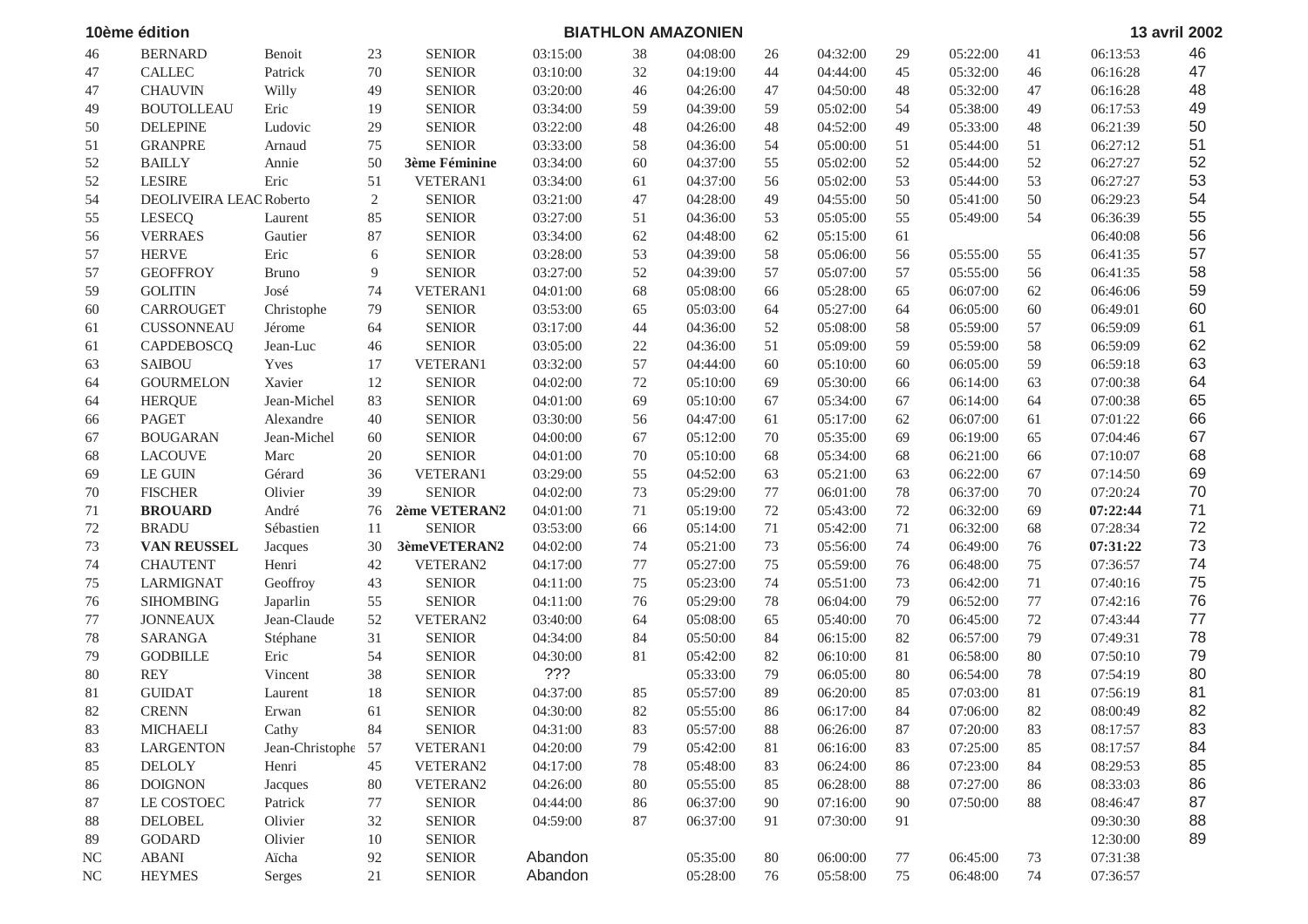| 10ème édition | | | | | | BIATHLON AMAZONIEN | | | | | | | 13 avril 2002 | |
|---|---|---|---|---|---|---|---|---|---|---|---|---|---|---|
| 46 | BERNARD | Benoit | 23 | SENIOR | 03:15:00 | 38 | 04:08:00 | 26 | 04:32:00 | 29 | 05:22:00 | 41 | 06:13:53 | 46 |
| 47 | CALLEC | Patrick | 70 | SENIOR | 03:10:00 | 32 | 04:19:00 | 44 | 04:44:00 | 45 | 05:32:00 | 46 | 06:16:28 | 47 |
| 47 | CHAUVIN | Willy | 49 | SENIOR | 03:20:00 | 46 | 04:26:00 | 47 | 04:50:00 | 48 | 05:32:00 | 47 | 06:16:28 | 48 |
| 49 | BOUTOLLEAU | Eric | 19 | SENIOR | 03:34:00 | 59 | 04:39:00 | 59 | 05:02:00 | 54 | 05:38:00 | 49 | 06:17:53 | 49 |
| 50 | DELEPINE | Ludovic | 29 | SENIOR | 03:22:00 | 48 | 04:26:00 | 48 | 04:52:00 | 49 | 05:33:00 | 48 | 06:21:39 | 50 |
| 51 | GRANPRE | Arnaud | 75 | SENIOR | 03:33:00 | 58 | 04:36:00 | 54 | 05:00:00 | 51 | 05:44:00 | 51 | 06:27:12 | 51 |
| 52 | BAILLY | Annie | 50 | **3ème Féminine** | 03:34:00 | 60 | 04:37:00 | 55 | 05:02:00 | 52 | 05:44:00 | 52 | 06:27:27 | 52 |
| 52 | LESIRE | Eric | 51 | VETERAN1 | 03:34:00 | 61 | 04:37:00 | 56 | 05:02:00 | 53 | 05:44:00 | 53 | 06:27:27 | 53 |
| 54 | DEOLIVEIRA LEAC | Roberto | 2 | SENIOR | 03:21:00 | 47 | 04:28:00 | 49 | 04:55:00 | 50 | 05:41:00 | 50 | 06:29:23 | 54 |
| 55 | LESECQ | Laurent | 85 | SENIOR | 03:27:00 | 51 | 04:36:00 | 53 | 05:05:00 | 55 | 05:49:00 | 54 | 06:36:39 | 55 |
| 56 | VERRAES | Gautier | 87 | SENIOR | 03:34:00 | 62 | 04:48:00 | 62 | 05:15:00 | 61 | | | 06:40:08 | 56 |
| 57 | HERVE | Eric | 6 | SENIOR | 03:28:00 | 53 | 04:39:00 | 58 | 05:06:00 | 56 | 05:55:00 | 55 | 06:41:35 | 57 |
| 57 | GEOFFROY | Bruno | 9 | SENIOR | 03:27:00 | 52 | 04:39:00 | 57 | 05:07:00 | 57 | 05:55:00 | 56 | 06:41:35 | 58 |
| 59 | GOLITIN | José | 74 | VETERAN1 | 04:01:00 | 68 | 05:08:00 | 66 | 05:28:00 | 65 | 06:07:00 | 62 | 06:46:06 | 59 |
| 60 | CARROUGET | Christophe | 79 | SENIOR | 03:53:00 | 65 | 05:03:00 | 64 | 05:27:00 | 64 | 06:05:00 | 60 | 06:49:01 | 60 |
| 61 | CUSSONNEAU | Jérome | 64 | SENIOR | 03:17:00 | 44 | 04:36:00 | 52 | 05:08:00 | 58 | 05:59:00 | 57 | 06:59:09 | 61 |
| 61 | CAPDEBOSCQ | Jean-Luc | 46 | SENIOR | 03:05:00 | 22 | 04:36:00 | 51 | 05:09:00 | 59 | 05:59:00 | 58 | 06:59:09 | 62 |
| 63 | SAIBOU | Yves | 17 | VETERAN1 | 03:32:00 | 57 | 04:44:00 | 60 | 05:10:00 | 60 | 06:05:00 | 59 | 06:59:18 | 63 |
| 64 | GOURMELON | Xavier | 12 | SENIOR | 04:02:00 | 72 | 05:10:00 | 69 | 05:30:00 | 66 | 06:14:00 | 63 | 07:00:38 | 64 |
| 64 | HERQUE | Jean-Michel | 83 | SENIOR | 04:01:00 | 69 | 05:10:00 | 67 | 05:34:00 | 67 | 06:14:00 | 64 | 07:00:38 | 65 |
| 66 | PAGET | Alexandre | 40 | SENIOR | 03:30:00 | 56 | 04:47:00 | 61 | 05:17:00 | 62 | 06:07:00 | 61 | 07:01:22 | 66 |
| 67 | BOUGARAN | Jean-Michel | 60 | SENIOR | 04:00:00 | 67 | 05:12:00 | 70 | 05:35:00 | 69 | 06:19:00 | 65 | 07:04:46 | 67 |
| 68 | LACOUVE | Marc | 20 | SENIOR | 04:01:00 | 70 | 05:10:00 | 68 | 05:34:00 | 68 | 06:21:00 | 66 | 07:10:07 | 68 |
| 69 | LE GUIN | Gérard | 36 | VETERAN1 | 03:29:00 | 55 | 04:52:00 | 63 | 05:21:00 | 63 | 06:22:00 | 67 | 07:14:50 | 69 |
| 70 | FISCHER | Olivier | 39 | SENIOR | 04:02:00 | 73 | 05:29:00 | 77 | 06:01:00 | 78 | 06:37:00 | 70 | 07:20:24 | 70 |
| 71 | **BROUARD** | André | 76 | **2ème VETERAN2** | 04:01:00 | 71 | 05:19:00 | 72 | 05:43:00 | 72 | 06:32:00 | 69 | **07:22:44** | 71 |
| 72 | BRADU | Sébastien | 11 | SENIOR | 03:53:00 | 66 | 05:14:00 | 71 | 05:42:00 | 71 | 06:32:00 | 68 | 07:28:34 | 72 |
| 73 | **VAN REUSSEL** | Jacques | 30 | **3èmeVETERAN2** | 04:02:00 | 74 | 05:21:00 | 73 | 05:56:00 | 74 | 06:49:00 | 76 | **07:31:22** | 73 |
| 74 | CHAUTENT | Henri | 42 | VETERAN2 | 04:17:00 | 77 | 05:27:00 | 75 | 05:59:00 | 76 | 06:48:00 | 75 | 07:36:57 | 74 |
| 75 | LARMIGNAT | Geoffroy | 43 | SENIOR | 04:11:00 | 75 | 05:23:00 | 74 | 05:51:00 | 73 | 06:42:00 | 71 | 07:40:16 | 75 |
| 76 | SIHOMBING | Japarlin | 55 | SENIOR | 04:11:00 | 76 | 05:29:00 | 78 | 06:04:00 | 79 | 06:52:00 | 77 | 07:42:16 | 76 |
| 77 | JONNEAUX | Jean-Claude | 52 | VETERAN2 | 03:40:00 | 64 | 05:08:00 | 65 | 05:40:00 | 70 | 06:45:00 | 72 | 07:43:44 | 77 |
| 78 | SARANGA | Stéphane | 31 | SENIOR | 04:34:00 | 84 | 05:50:00 | 84 | 06:15:00 | 82 | 06:57:00 | 79 | 07:49:31 | 78 |
| 79 | GODBILLE | Eric | 54 | SENIOR | 04:30:00 | 81 | 05:42:00 | 82 | 06:10:00 | 81 | 06:58:00 | 80 | 07:50:10 | 79 |
| 80 | REY | Vincent | 38 | SENIOR | ??? | | 05:33:00 | 79 | 06:05:00 | 80 | 06:54:00 | 78 | 07:54:19 | 80 |
| 81 | GUIDAT | Laurent | 18 | SENIOR | 04:37:00 | 85 | 05:57:00 | 89 | 06:20:00 | 85 | 07:03:00 | 81 | 07:56:19 | 81 |
| 82 | CRENN | Erwan | 61 | SENIOR | 04:30:00 | 82 | 05:55:00 | 86 | 06:17:00 | 84 | 07:06:00 | 82 | 08:00:49 | 82 |
| 83 | MICHAELI | Cathy | 84 | SENIOR | 04:31:00 | 83 | 05:57:00 | 88 | 06:26:00 | 87 | 07:20:00 | 83 | 08:17:57 | 83 |
| 83 | LARGENTON | Jean-Christophe | 57 | VETERAN1 | 04:20:00 | 79 | 05:42:00 | 81 | 06:16:00 | 83 | 07:25:00 | 85 | 08:17:57 | 84 |
| 85 | DELOLY | Henri | 45 | VETERAN2 | 04:17:00 | 78 | 05:48:00 | 83 | 06:24:00 | 86 | 07:23:00 | 84 | 08:29:53 | 85 |
| 86 | DOIGNON | Jacques | 80 | VETERAN2 | 04:26:00 | 80 | 05:55:00 | 85 | 06:28:00 | 88 | 07:27:00 | 86 | 08:33:03 | 86 |
| 87 | LE COSTOEC | Patrick | 77 | SENIOR | 04:44:00 | 86 | 06:37:00 | 90 | 07:16:00 | 90 | 07:50:00 | 88 | 08:46:47 | 87 |
| 88 | DELOBEL | Olivier | 32 | SENIOR | 04:59:00 | 87 | 06:37:00 | 91 | 07:30:00 | 91 | | | 09:30:30 | 88 |
| 89 | GODARD | Olivier | 10 | SENIOR | | | | | | | | | 12:30:00 | 89 |
| NC | ABANI | Aïcha | 92 | SENIOR | Abandon | | 05:35:00 | 80 | 06:00:00 | 77 | 06:45:00 | 73 | 07:31:38 | |
| NC | HEYMES | Serges | 21 | SENIOR | Abandon | | 05:28:00 | 76 | 05:58:00 | 75 | 06:48:00 | 74 | 07:36:57 | |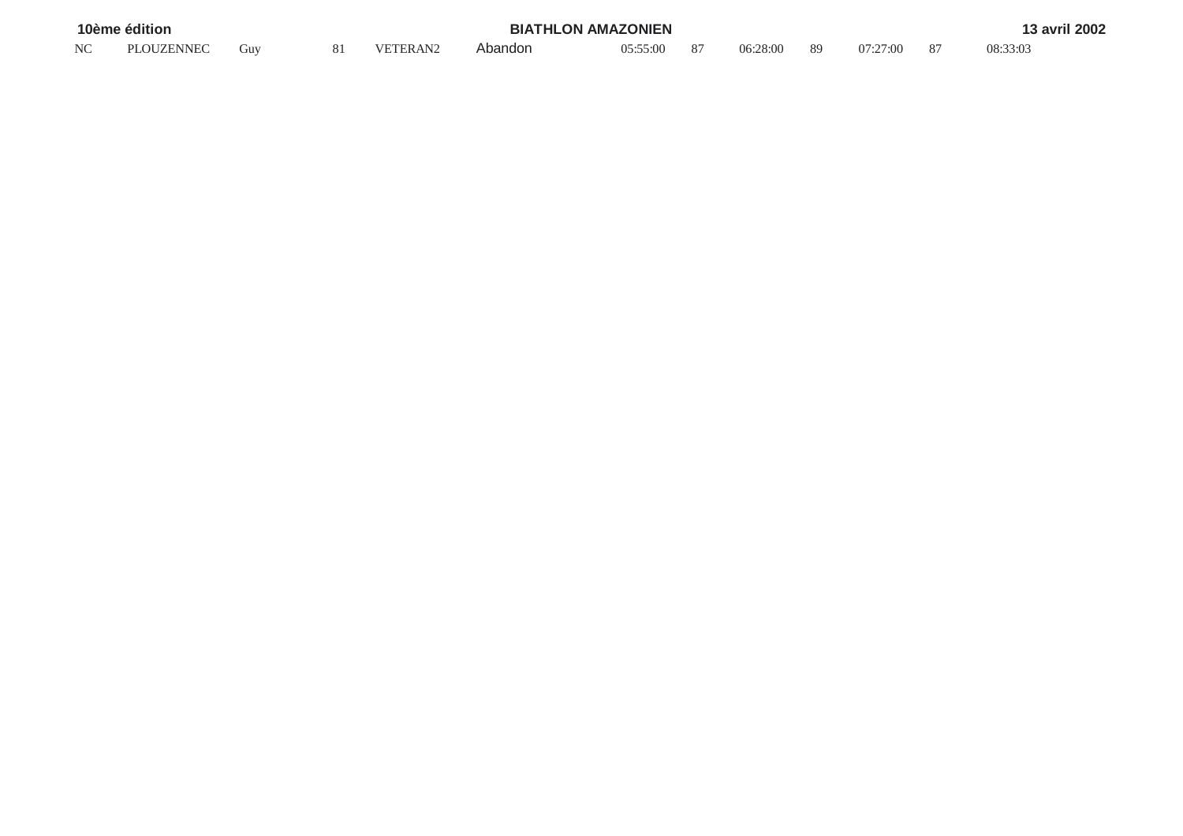| | | | | | | | | | | | | |
|---|---|---|---|---|---|---|---|---|---|---|---|---|
| NC | PLOUZENNEC | Guy | 81 | VETERAN2 | Abandon | 05:55:00 | 87 | 06:28:00 | 89 | 07:27:00 | 87 | 08:33:03 |